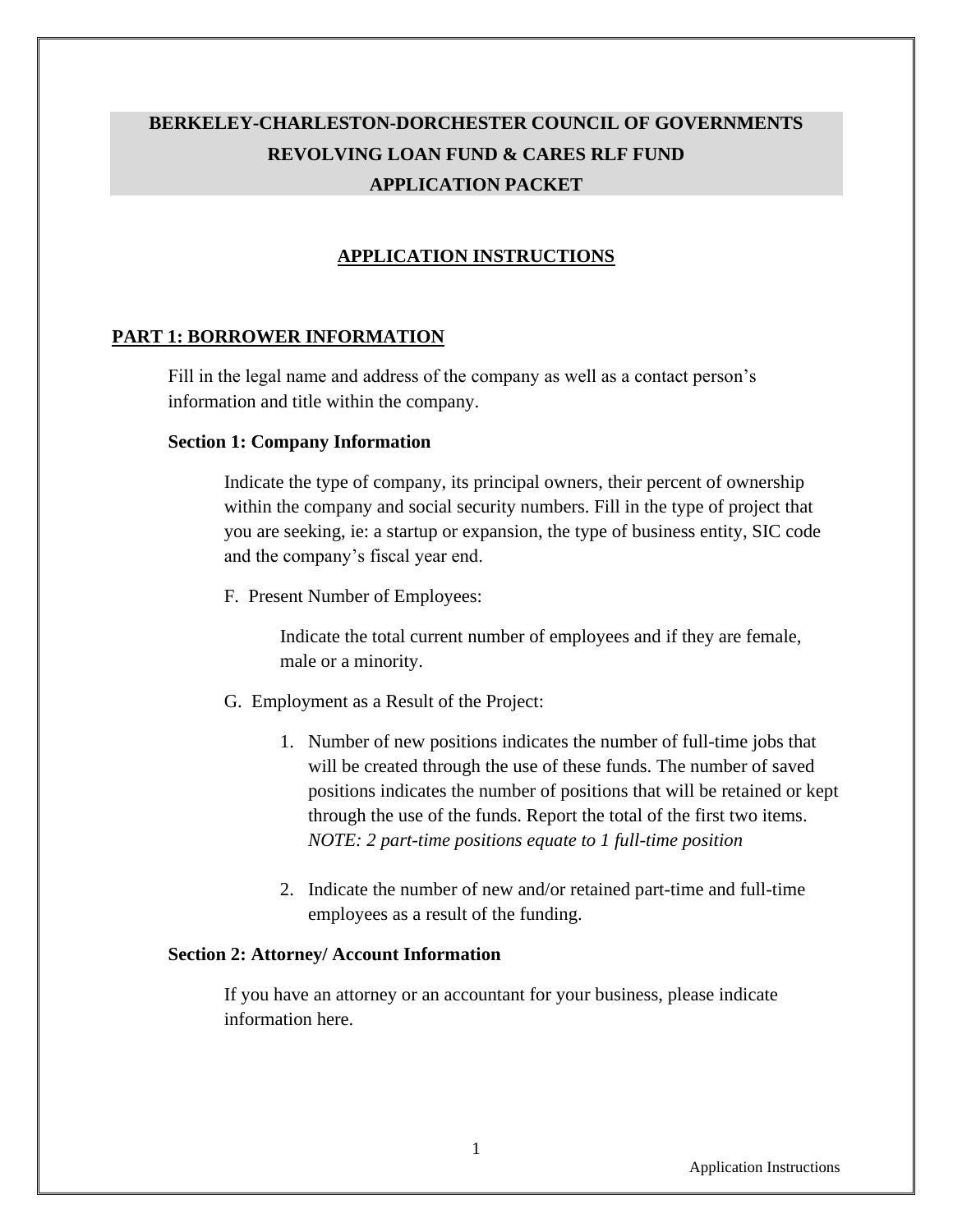# BERKELEY-CHARLESTON-DORCHESTER COUNCIL OF GOVERNMENTS
# REVOLVING LOAN FUND & CARES RLF FUND
# APPLICATION PACKET

## APPLICATION INSTRUCTIONS

## PART 1: BORROWER INFORMATION

Fill in the legal name and address of the company as well as a contact person's information and title within the company.

### Section 1: Company Information

Indicate the type of company, its principal owners, their percent of ownership within the company and social security numbers. Fill in the type of project that you are seeking, ie: a startup or expansion, the type of business entity, SIC code and the company's fiscal year end.

F. Present Number of Employees:

Indicate the total current number of employees and if they are female, male or a minority.

G. Employment as a Result of the Project:

1. Number of new positions indicates the number of full-time jobs that will be created through the use of these funds. The number of saved positions indicates the number of positions that will be retained or kept through the use of the funds. Report the total of the first two items. *NOTE: 2 part-time positions equate to 1 full-time position*

2. Indicate the number of new and/or retained part-time and full-time employees as a result of the funding.

### Section 2: Attorney/ Account Information

If you have an attorney or an accountant for your business, please indicate information here.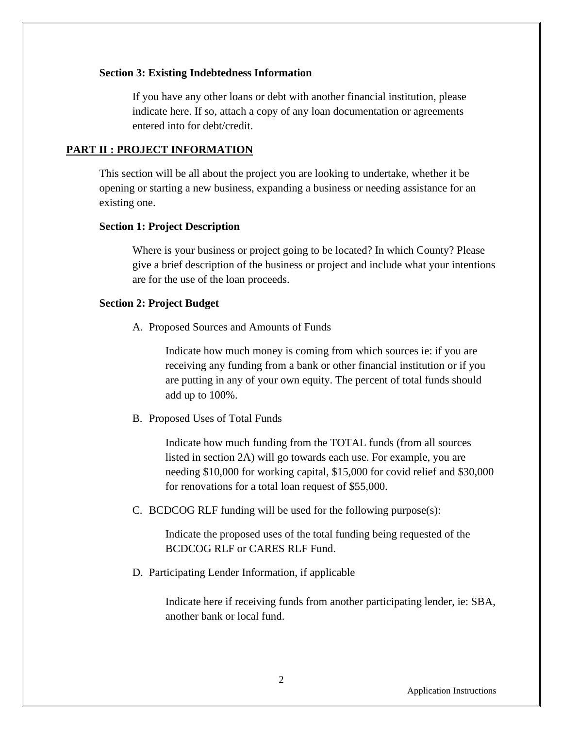### Section 3: Existing Indebtedness Information

If you have any other loans or debt with another financial institution, please indicate here. If so, attach a copy of any loan documentation or agreements entered into for debt/credit.

## PART II : PROJECT INFORMATION

This section will be all about the project you are looking to undertake, whether it be opening or starting a new business, expanding a business or needing assistance for an existing one.

### Section 1: Project Description

Where is your business or project going to be located? In which County? Please give a brief description of the business or project and include what your intentions are for the use of the loan proceeds.

### Section 2: Project Budget

A. Proposed Sources and Amounts of Funds

Indicate how much money is coming from which sources ie: if you are receiving any funding from a bank or other financial institution or if you are putting in any of your own equity. The percent of total funds should add up to 100%.

B. Proposed Uses of Total Funds

Indicate how much funding from the TOTAL funds (from all sources listed in section 2A) will go towards each use. For example, you are needing $10,000 for working capital, $15,000 for covid relief and $30,000 for renovations for a total loan request of $55,000.

C. BCDCOG RLF funding will be used for the following purpose(s):

Indicate the proposed uses of the total funding being requested of the BCDCOG RLF or CARES RLF Fund.

D. Participating Lender Information, if applicable

Indicate here if receiving funds from another participating lender, ie: SBA, another bank or local fund.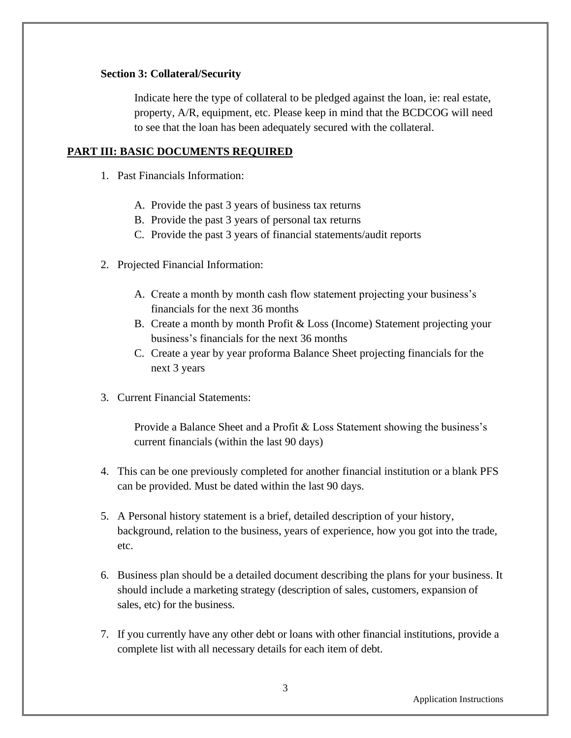**Section 3: Collateral/Security**

Indicate here the type of collateral to be pledged against the loan, ie: real estate, property, A/R, equipment, etc. Please keep in mind that the BCDCOG will need to see that the loan has been adequately secured with the collateral.

## PART III: BASIC DOCUMENTS REQUIRED

1. Past Financials Information:

   A. Provide the past 3 years of business tax returns
   B. Provide the past 3 years of personal tax returns
   C. Provide the past 3 years of financial statements/audit reports

2. Projected Financial Information:

   A. Create a month by month cash flow statement projecting your business's financials for the next 36 months
   B. Create a month by month Profit & Loss (Income) Statement projecting your business's financials for the next 36 months
   C. Create a year by year proforma Balance Sheet projecting financials for the next 3 years

3. Current Financial Statements:

   Provide a Balance Sheet and a Profit & Loss Statement showing the business's current financials (within the last 90 days)

4. This can be one previously completed for another financial institution or a blank PFS can be provided. Must be dated within the last 90 days.

5. A Personal history statement is a brief, detailed description of your history, background, relation to the business, years of experience, how you got into the trade, etc.

6. Business plan should be a detailed document describing the plans for your business. It should include a marketing strategy (description of sales, customers, expansion of sales, etc) for the business.

7. If you currently have any other debt or loans with other financial institutions, provide a complete list with all necessary details for each item of debt.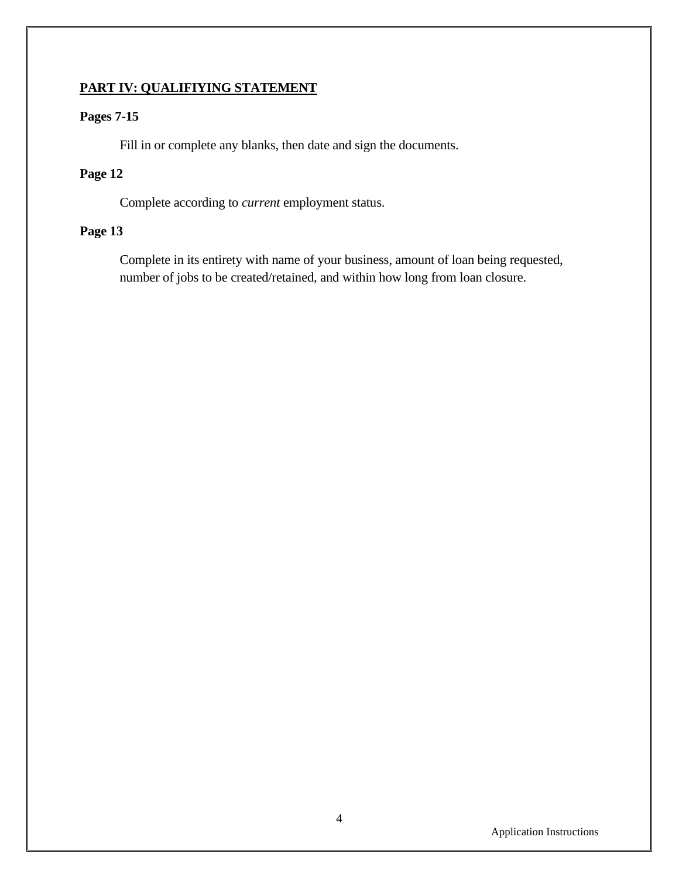## PART IV: QUALIFIYING STATEMENT

### Pages 7-15

Fill in or complete any blanks, then date and sign the documents.

### Page 12

Complete according to *current* employment status.

### Page 13

Complete in its entirety with name of your business, amount of loan being requested, number of jobs to be created/retained, and within how long from loan closure.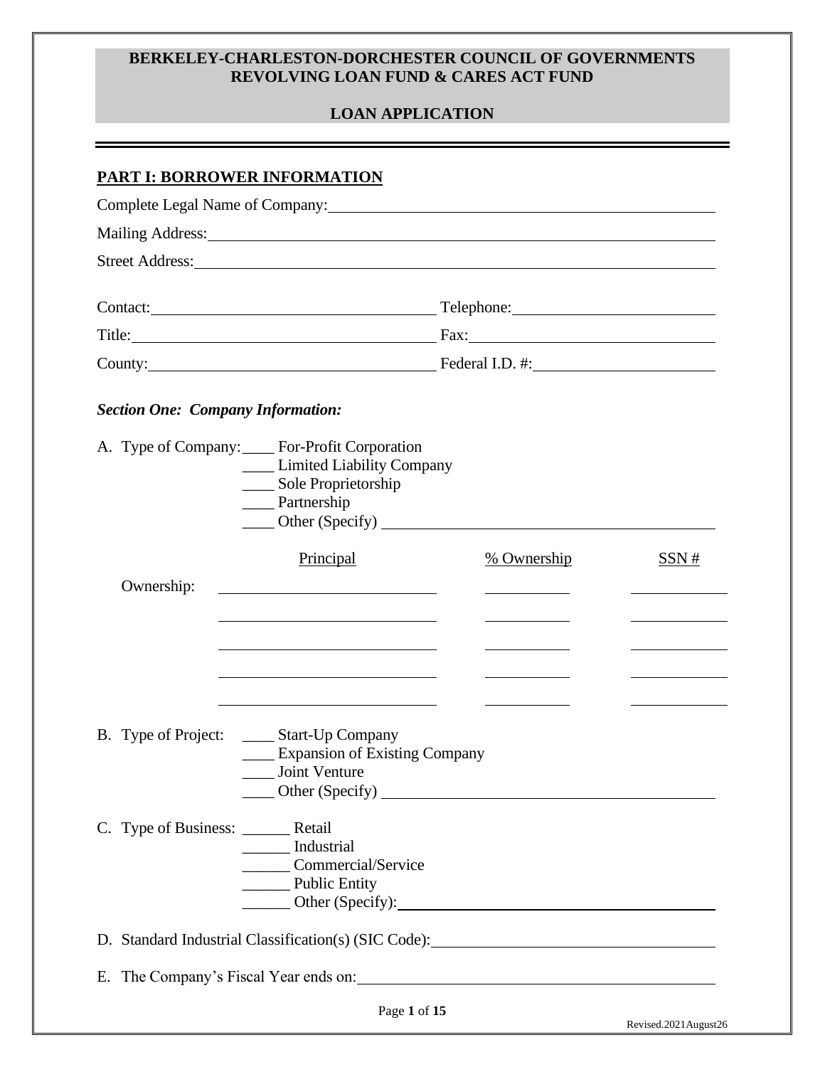# BERKELEY-CHARLESTON-DORCHESTER COUNCIL OF GOVERNMENTS
# REVOLVING LOAN FUND & CARES ACT FUND

## LOAN APPLICATION

---

## PART I: BORROWER INFORMATION

Complete Legal Name of Company: ______________________________

Mailing Address: ______________________________

Street Address: ______________________________

Contact: ______________________ Telephone: ______________________

Title: ______________________ Fax: ______________________

County: ______________________ Federal I.D. #: ______________________

### *Section One: Company Information:*

A. Type of Company:
____ For-Profit Corporation
____ Limited Liability Company
____ Sole Proprietorship
____ Partnership
____ Other (Specify) ______________________

| | Principal | % Ownership | SSN # |
|---|---|---|---|
| Ownership: | | | |
| | | | |
| | | | |
| | | | |
| | | | |

B. Type of Project:
____ Start-Up Company
____ Expansion of Existing Company
____ Joint Venture
____ Other (Specify) ______________________

C. Type of Business:
______ Retail
______ Industrial
______ Commercial/Service
______ Public Entity
______ Other (Specify): ______________________

D. Standard Industrial Classification(s) (SIC Code): ______________________

E. The Company's Fiscal Year ends on: ______________________

Revised.2021August26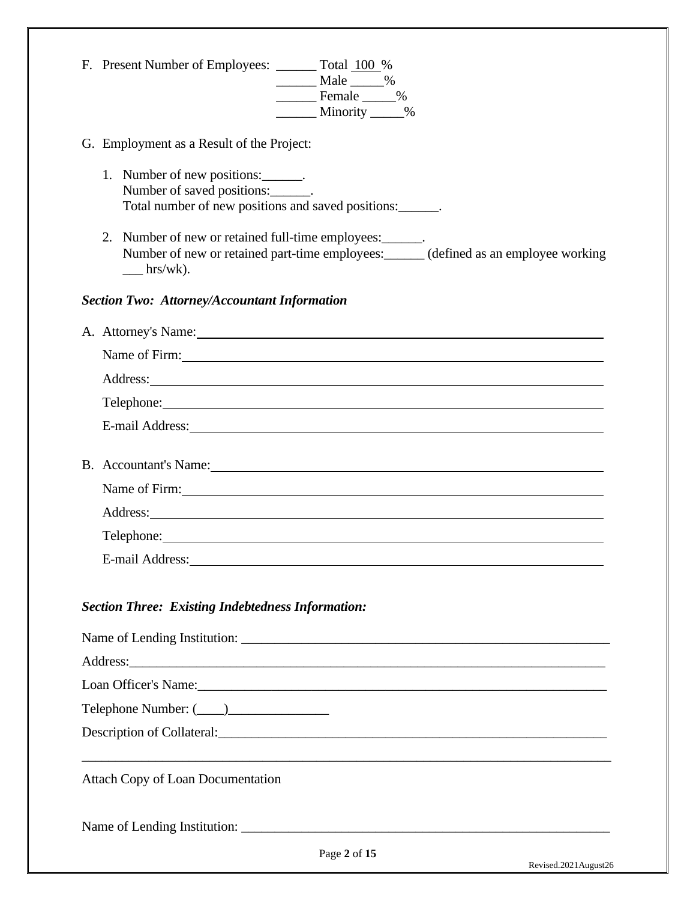F. Present Number of Employees: ______ Total 100 %
______ Male _____%
______ Female _____%
______ Minority _____%

G. Employment as a Result of the Project:

1. Number of new positions:______.
   Number of saved positions:______.
   Total number of new positions and saved positions:______.

2. Number of new or retained full-time employees:______.
   Number of new or retained part-time employees:______ (defined as an employee working ___ hrs/wk).

***Section Two: Attorney/Accountant Information***

A. Attorney's Name:______________________________________________

Name of Firm:______________________________________________

Address:______________________________________________

Telephone:______________________________________________

E-mail Address:______________________________________________

B. Accountant's Name:______________________________________________

Name of Firm:______________________________________________

Address:______________________________________________

Telephone:______________________________________________

E-mail Address:______________________________________________

***Section Three: Existing Indebtedness Information:***

Name of Lending Institution: ______________________________________________

Address:______________________________________________

Loan Officer's Name:______________________________________________

Telephone Number: (____)_______________

Description of Collateral:______________________________________________

______________________________________________

Attach Copy of Loan Documentation

Name of Lending Institution: ______________________________________________

Revised.2021August26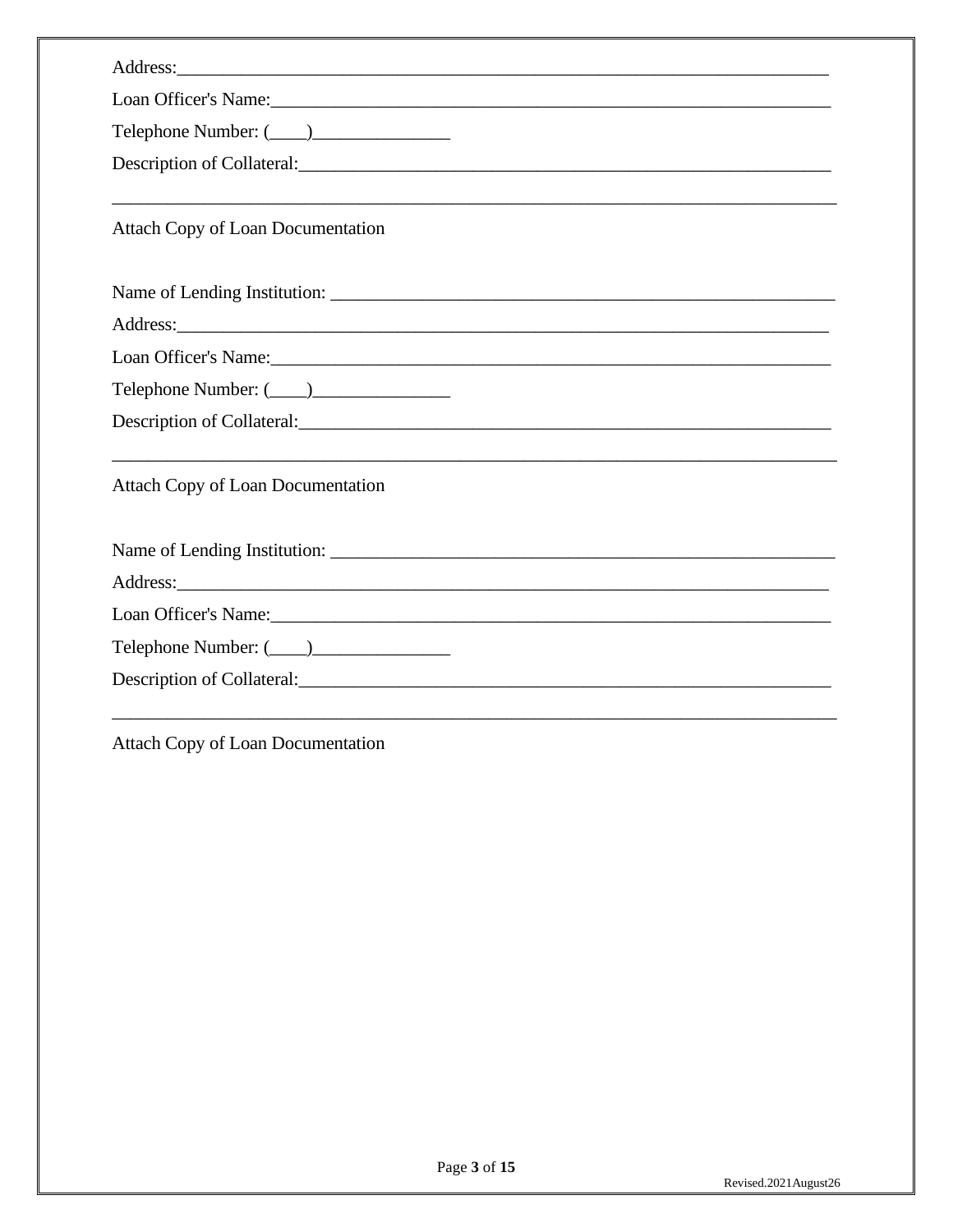Address:_________________________________________________________________________

Loan Officer's Name:_________________________________________________________________

Telephone Number: (____)_______________

Description of Collateral:________________________________________________________________

_____________________________________________________________________________________

Attach Copy of Loan Documentation

Name of Lending Institution: _______________________________________________________

Address:_________________________________________________________________________

Loan Officer's Name:_________________________________________________________________

Telephone Number: (____)_______________

Description of Collateral:________________________________________________________________

_____________________________________________________________________________________

Attach Copy of Loan Documentation

Name of Lending Institution: _______________________________________________________

Address:_________________________________________________________________________

Loan Officer's Name:_________________________________________________________________

Telephone Number: (____)_______________

Description of Collateral:________________________________________________________________

_____________________________________________________________________________________

Attach Copy of Loan Documentation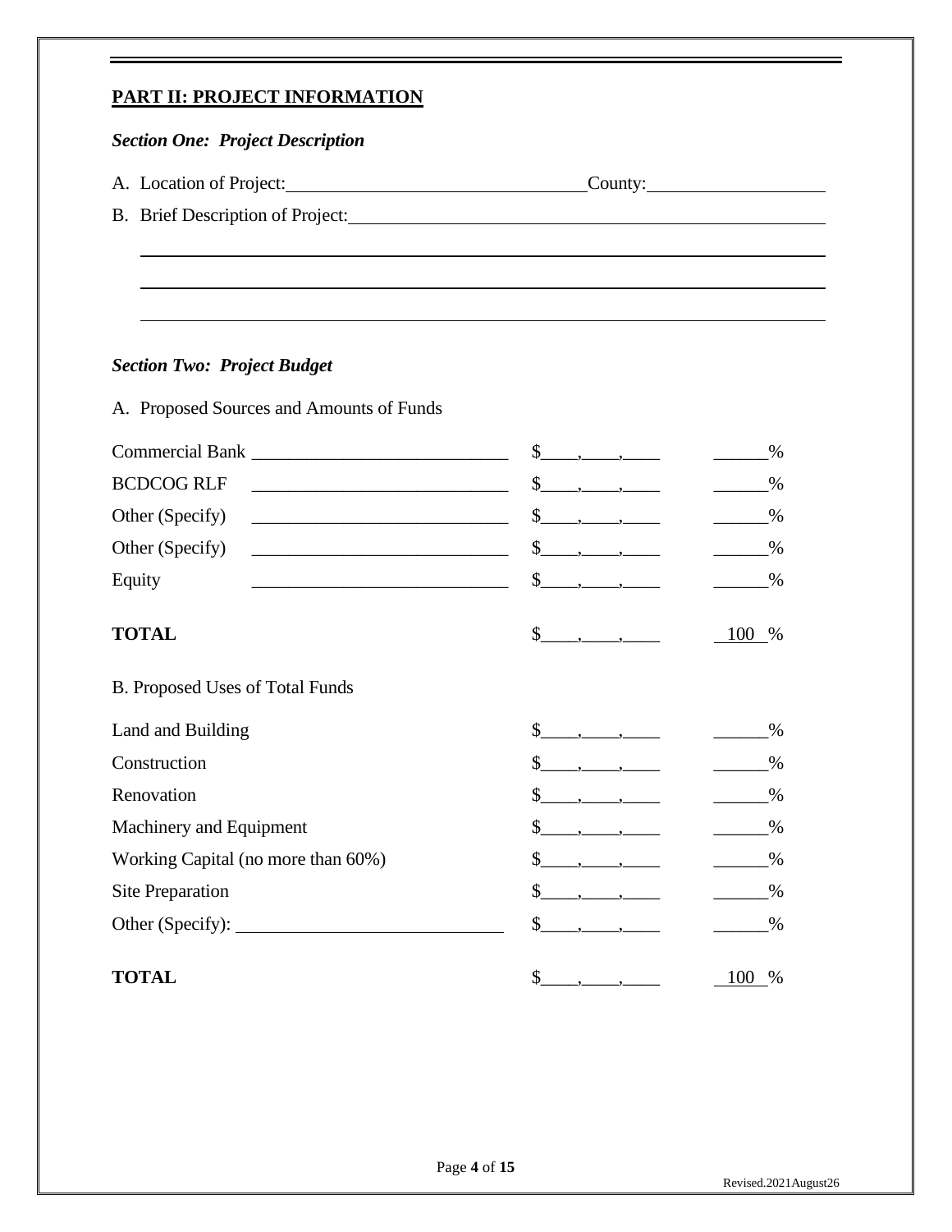## PART II: PROJECT INFORMATION

### *Section One: Project Description*

A. Location of Project: ________________________________ County: ____________________

B. Brief Description of Project: ____________________________________________________

________________________________________________________________________

________________________________________________________________________

________________________________________________________________________

### *Section Two: Project Budget*

A. Proposed Sources and Amounts of Funds

| | | | |
|---|---|---|---|
| Commercial Bank | ____________________________ | $____,____,____ | ______% |
| BCDCOG RLF | ____________________________ | $____,____,____ | ______% |
| Other (Specify) | ____________________________ | $____,____,____ | ______% |
| Other (Specify) | ____________________________ | $____,____,____ | ______% |
| Equity | ____________________________ | $____,____,____ | ______% |
| **TOTAL** | | $____,____,____ | 100 % |

B. Proposed Uses of Total Funds

| | | |
|---|---|---|
| Land and Building | $____,____,____ | ______% |
| Construction | $____,____,____ | ______% |
| Renovation | $____,____,____ | ______% |
| Machinery and Equipment | $____,____,____ | ______% |
| Working Capital (no more than 60%) | $____,____,____ | ______% |
| Site Preparation | $____,____,____ | ______% |
| Other (Specify): ____________________________ | $____,____,____ | ______% |
| **TOTAL** | $____,____,____ | 100 % |

Revised.2021August26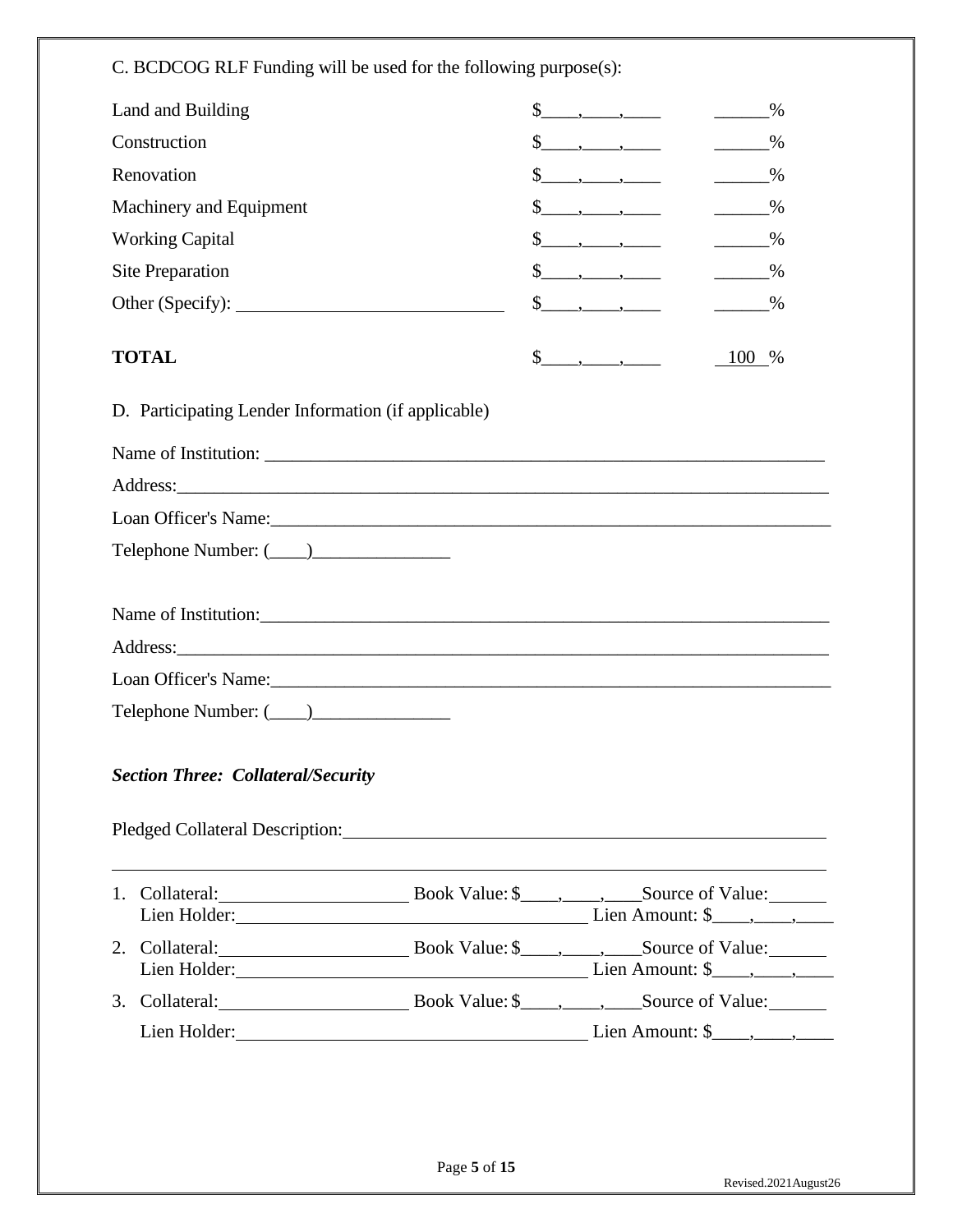C. BCDCOG RLF Funding will be used for the following purpose(s):

| | | |
|---|---|---|
| Land and Building | $\_\_\_\_,\_\_\_\_,\_\_\_\_ | \_\_\_\_\_\_% |
| Construction | $\_\_\_\_,\_\_\_\_,\_\_\_\_ | \_\_\_\_\_\_% |
| Renovation | $\_\_\_\_,\_\_\_\_,\_\_\_\_ | \_\_\_\_\_\_% |
| Machinery and Equipment | $\_\_\_\_,\_\_\_\_,\_\_\_\_ | \_\_\_\_\_\_% |
| Working Capital | $\_\_\_\_,\_\_\_\_,\_\_\_\_ | \_\_\_\_\_\_% |
| Site Preparation | $\_\_\_\_,\_\_\_\_,\_\_\_\_ | \_\_\_\_\_\_% |
| Other (Specify): \_\_\_\_\_\_\_\_\_\_\_\_\_\_\_\_\_\_\_\_\_\_\_\_\_\_\_\_\_\_ | $\_\_\_\_,\_\_\_\_,\_\_\_\_ | \_\_\_\_\_\_% |
| **TOTAL** | $\_\_\_\_,\_\_\_\_,\_\_\_\_ | 100 % |

D. Participating Lender Information (if applicable)

Name of Institution: \_\_\_\_\_\_\_\_\_\_\_\_\_\_\_\_\_\_\_\_\_\_\_\_\_\_\_\_\_\_\_\_\_\_\_\_\_\_\_\_\_\_\_\_\_\_\_\_\_\_\_\_\_\_\_\_\_\_\_\_\_\_

Address: \_\_\_\_\_\_\_\_\_\_\_\_\_\_\_\_\_\_\_\_\_\_\_\_\_\_\_\_\_\_\_\_\_\_\_\_\_\_\_\_\_\_\_\_\_\_\_\_\_\_\_\_\_\_\_\_\_\_\_\_\_\_\_\_\_\_\_\_\_\_\_

Loan Officer's Name: \_\_\_\_\_\_\_\_\_\_\_\_\_\_\_\_\_\_\_\_\_\_\_\_\_\_\_\_\_\_\_\_\_\_\_\_\_\_\_\_\_\_\_\_\_\_\_\_\_\_\_\_\_\_\_\_\_\_\_\_\_\_

Telephone Number: (\_\_\_\_)\_\_\_\_\_\_\_\_\_\_\_\_\_\_\_

Name of Institution: \_\_\_\_\_\_\_\_\_\_\_\_\_\_\_\_\_\_\_\_\_\_\_\_\_\_\_\_\_\_\_\_\_\_\_\_\_\_\_\_\_\_\_\_\_\_\_\_\_\_\_\_\_\_\_\_\_\_\_\_\_\_

Address: \_\_\_\_\_\_\_\_\_\_\_\_\_\_\_\_\_\_\_\_\_\_\_\_\_\_\_\_\_\_\_\_\_\_\_\_\_\_\_\_\_\_\_\_\_\_\_\_\_\_\_\_\_\_\_\_\_\_\_\_\_\_\_\_\_\_\_\_\_\_\_

Loan Officer's Name: \_\_\_\_\_\_\_\_\_\_\_\_\_\_\_\_\_\_\_\_\_\_\_\_\_\_\_\_\_\_\_\_\_\_\_\_\_\_\_\_\_\_\_\_\_\_\_\_\_\_\_\_\_\_\_\_\_\_\_\_\_\_

Telephone Number: (\_\_\_\_)\_\_\_\_\_\_\_\_\_\_\_\_\_\_\_

### *Section Three: Collateral/Security*

Pledged Collateral Description: \_\_\_\_\_\_\_\_\_\_\_\_\_\_\_\_\_\_\_\_\_\_\_\_\_\_\_\_\_\_\_\_\_\_\_\_\_\_\_\_\_\_\_\_\_\_\_\_\_\_\_\_\_\_\_

\_\_\_\_\_\_\_\_\_\_\_\_\_\_\_\_\_\_\_\_\_\_\_\_\_\_\_\_\_\_\_\_\_\_\_\_\_\_\_\_\_\_\_\_\_\_\_\_\_\_\_\_\_\_\_\_\_\_\_\_\_\_\_\_\_\_\_\_\_\_\_\_\_\_\_\_\_\_\_

1. Collateral: \_\_\_\_\_\_\_\_\_\_\_\_\_\_\_\_\_\_\_\_\_ Book Value: $\_\_\_\_,\_\_\_\_,\_\_\_\_ Source of Value: \_\_\_\_\_\_
   Lien Holder: \_\_\_\_\_\_\_\_\_\_\_\_\_\_\_\_\_\_\_\_\_\_\_\_\_\_\_\_\_\_\_\_\_\_\_\_\_\_\_\_ Lien Amount: $\_\_\_\_,\_\_\_\_,\_\_\_\_
2. Collateral: \_\_\_\_\_\_\_\_\_\_\_\_\_\_\_\_\_\_\_\_\_ Book Value: $\_\_\_\_,\_\_\_\_,\_\_\_\_ Source of Value: \_\_\_\_\_\_
   Lien Holder: \_\_\_\_\_\_\_\_\_\_\_\_\_\_\_\_\_\_\_\_\_\_\_\_\_\_\_\_\_\_\_\_\_\_\_\_\_\_\_\_ Lien Amount: $\_\_\_\_,\_\_\_\_,\_\_\_\_
3. Collateral: \_\_\_\_\_\_\_\_\_\_\_\_\_\_\_\_\_\_\_\_\_ Book Value: $\_\_\_\_,\_\_\_\_,\_\_\_\_ Source of Value: \_\_\_\_\_\_
   Lien Holder: \_\_\_\_\_\_\_\_\_\_\_\_\_\_\_\_\_\_\_\_\_\_\_\_\_\_\_\_\_\_\_\_\_\_\_\_\_\_\_\_ Lien Amount: $\_\_\_\_,\_\_\_\_,\_\_\_\_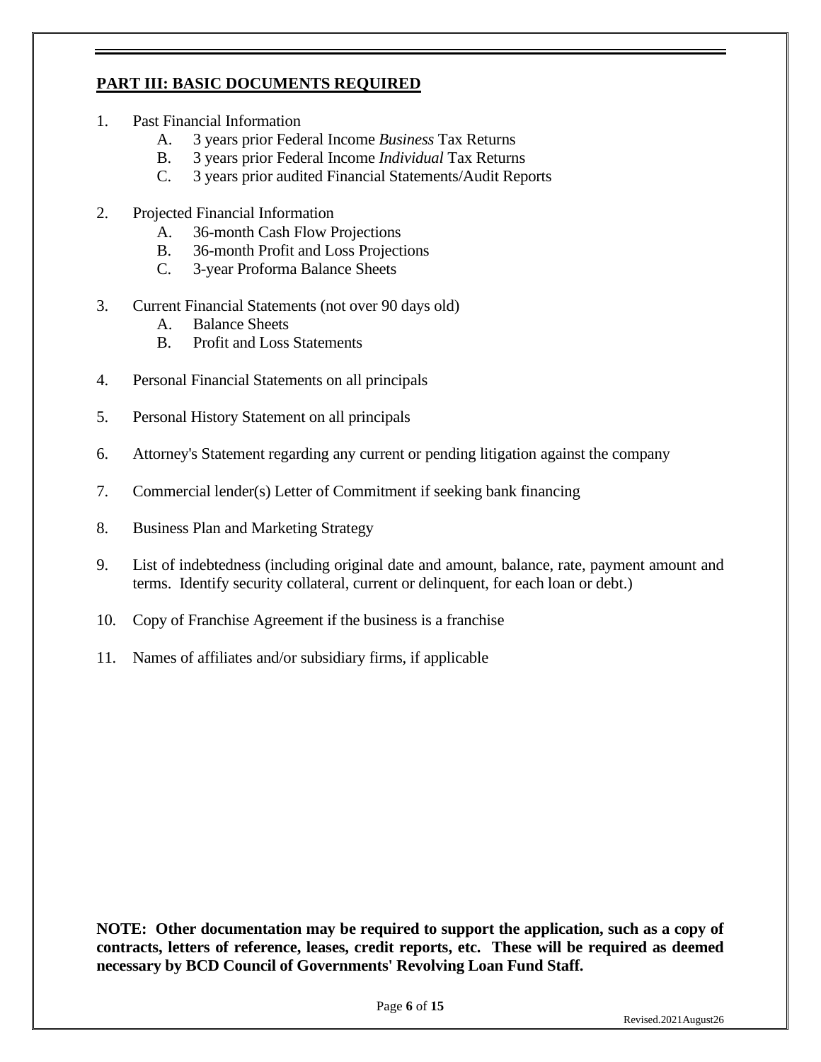## PART III: BASIC DOCUMENTS REQUIRED

1. Past Financial Information
   - A. 3 years prior Federal Income *Business* Tax Returns
   - B. 3 years prior Federal Income *Individual* Tax Returns
   - C. 3 years prior audited Financial Statements/Audit Reports

2. Projected Financial Information
   - A. 36-month Cash Flow Projections
   - B. 36-month Profit and Loss Projections
   - C. 3-year Proforma Balance Sheets

3. Current Financial Statements (not over 90 days old)
   - A. Balance Sheets
   - B. Profit and Loss Statements

4. Personal Financial Statements on all principals

5. Personal History Statement on all principals

6. Attorney's Statement regarding any current or pending litigation against the company

7. Commercial lender(s) Letter of Commitment if seeking bank financing

8. Business Plan and Marketing Strategy

9. List of indebtedness (including original date and amount, balance, rate, payment amount and terms. Identify security collateral, current or delinquent, for each loan or debt.)

10. Copy of Franchise Agreement if the business is a franchise

11. Names of affiliates and/or subsidiary firms, if applicable

**NOTE: Other documentation may be required to support the application, such as a copy of contracts, letters of reference, leases, credit reports, etc. These will be required as deemed necessary by BCD Council of Governments' Revolving Loan Fund Staff.**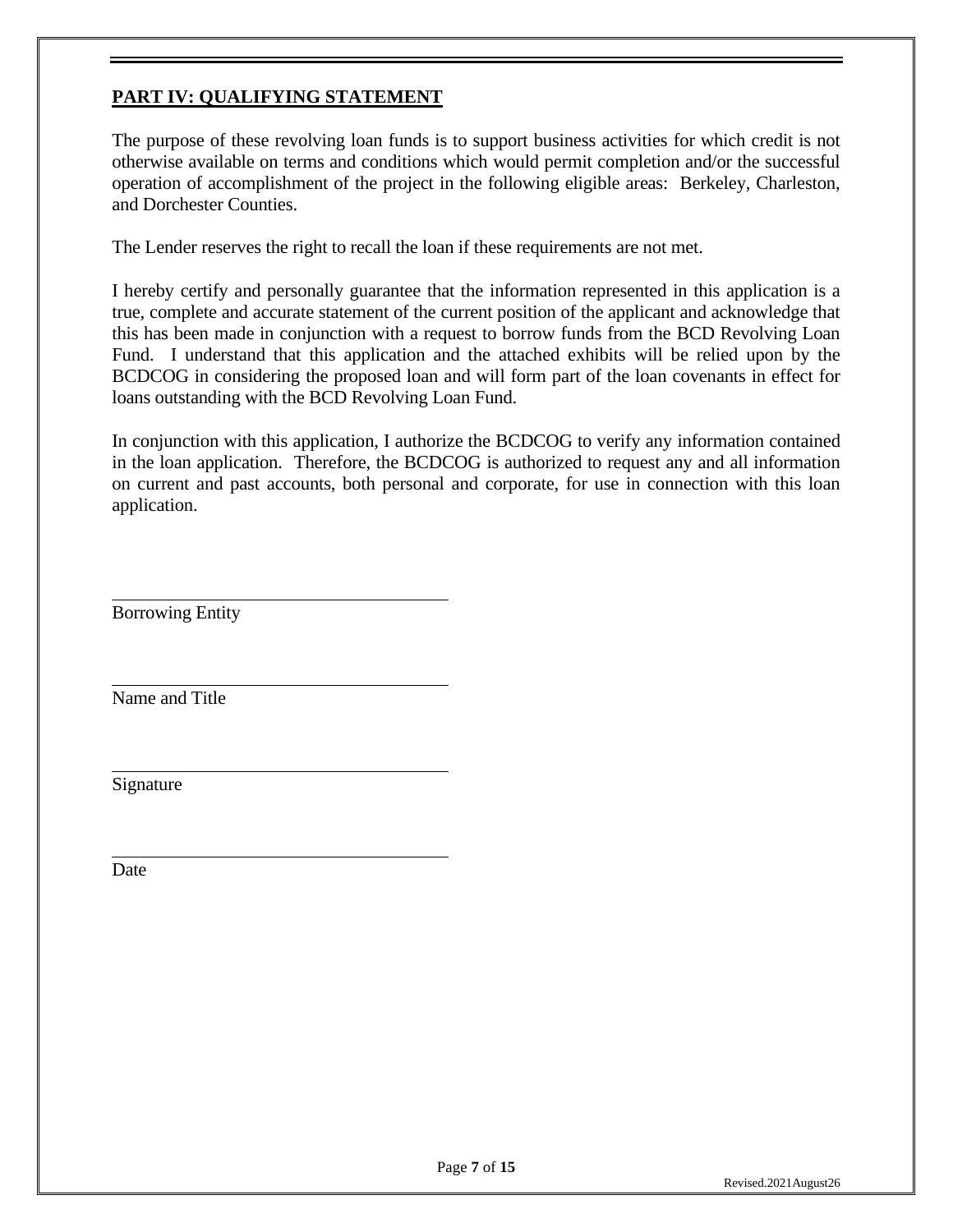## **PART IV: QUALIFYING STATEMENT**

The purpose of these revolving loan funds is to support business activities for which credit is not otherwise available on terms and conditions which would permit completion and/or the successful operation of accomplishment of the project in the following eligible areas: Berkeley, Charleston, and Dorchester Counties.

The Lender reserves the right to recall the loan if these requirements are not met.

I hereby certify and personally guarantee that the information represented in this application is a true, complete and accurate statement of the current position of the applicant and acknowledge that this has been made in conjunction with a request to borrow funds from the BCD Revolving Loan Fund. I understand that this application and the attached exhibits will be relied upon by the BCDCOG in considering the proposed loan and will form part of the loan covenants in effect for loans outstanding with the BCD Revolving Loan Fund.

In conjunction with this application, I authorize the BCDCOG to verify any information contained in the loan application. Therefore, the BCDCOG is authorized to request any and all information on current and past accounts, both personal and corporate, for use in connection with this loan application.

\_\_\_\_\_\_\_\_\_\_\_\_\_\_\_\_\_\_\_\_\_\_\_\_\_\_\_\_\_\_\_\_\_\_\_\_
Borrowing Entity

\_\_\_\_\_\_\_\_\_\_\_\_\_\_\_\_\_\_\_\_\_\_\_\_\_\_\_\_\_\_\_\_\_\_\_\_
Name and Title

\_\_\_\_\_\_\_\_\_\_\_\_\_\_\_\_\_\_\_\_\_\_\_\_\_\_\_\_\_\_\_\_\_\_\_\_
Signature

\_\_\_\_\_\_\_\_\_\_\_\_\_\_\_\_\_\_\_\_\_\_\_\_\_\_\_\_\_\_\_\_\_\_\_\_
Date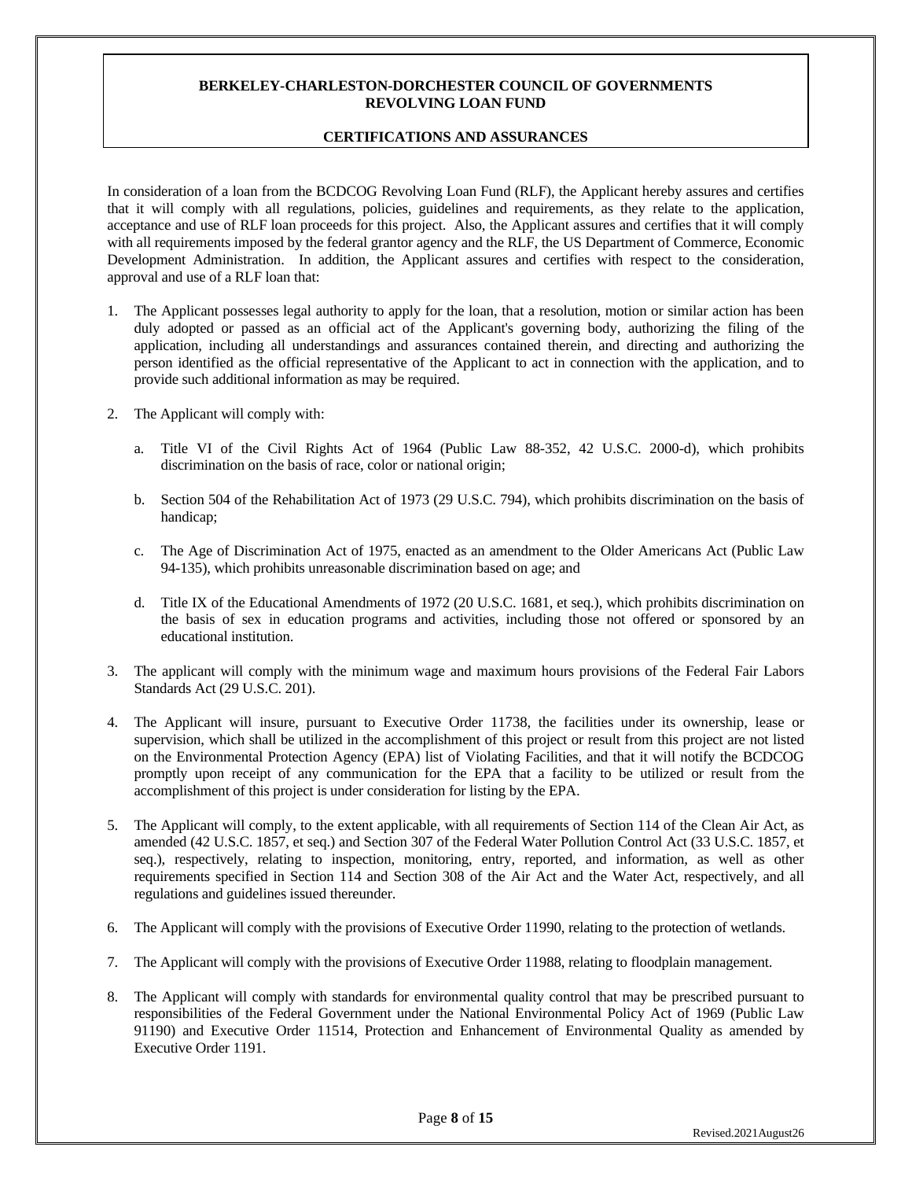**BERKELEY-CHARLESTON-DORCHESTER COUNCIL OF GOVERNMENTS**
**REVOLVING LOAN FUND**

**CERTIFICATIONS AND ASSURANCES**

In consideration of a loan from the BCDCOG Revolving Loan Fund (RLF), the Applicant hereby assures and certifies that it will comply with all regulations, policies, guidelines and requirements, as they relate to the application, acceptance and use of RLF loan proceeds for this project. Also, the Applicant assures and certifies that it will comply with all requirements imposed by the federal grantor agency and the RLF, the US Department of Commerce, Economic Development Administration. In addition, the Applicant assures and certifies with respect to the consideration, approval and use of a RLF loan that:

1. The Applicant possesses legal authority to apply for the loan, that a resolution, motion or similar action has been duly adopted or passed as an official act of the Applicant's governing body, authorizing the filing of the application, including all understandings and assurances contained therein, and directing and authorizing the person identified as the official representative of the Applicant to act in connection with the application, and to provide such additional information as may be required.

2. The Applicant will comply with:

   a. Title VI of the Civil Rights Act of 1964 (Public Law 88-352, 42 U.S.C. 2000-d), which prohibits discrimination on the basis of race, color or national origin;

   b. Section 504 of the Rehabilitation Act of 1973 (29 U.S.C. 794), which prohibits discrimination on the basis of handicap;

   c. The Age of Discrimination Act of 1975, enacted as an amendment to the Older Americans Act (Public Law 94-135), which prohibits unreasonable discrimination based on age; and

   d. Title IX of the Educational Amendments of 1972 (20 U.S.C. 1681, et seq.), which prohibits discrimination on the basis of sex in education programs and activities, including those not offered or sponsored by an educational institution.

3. The applicant will comply with the minimum wage and maximum hours provisions of the Federal Fair Labors Standards Act (29 U.S.C. 201).

4. The Applicant will insure, pursuant to Executive Order 11738, the facilities under its ownership, lease or supervision, which shall be utilized in the accomplishment of this project or result from this project are not listed on the Environmental Protection Agency (EPA) list of Violating Facilities, and that it will notify the BCDCOG promptly upon receipt of any communication for the EPA that a facility to be utilized or result from the accomplishment of this project is under consideration for listing by the EPA.

5. The Applicant will comply, to the extent applicable, with all requirements of Section 114 of the Clean Air Act, as amended (42 U.S.C. 1857, et seq.) and Section 307 of the Federal Water Pollution Control Act (33 U.S.C. 1857, et seq.), respectively, relating to inspection, monitoring, entry, reported, and information, as well as other requirements specified in Section 114 and Section 308 of the Air Act and the Water Act, respectively, and all regulations and guidelines issued thereunder.

6. The Applicant will comply with the provisions of Executive Order 11990, relating to the protection of wetlands.

7. The Applicant will comply with the provisions of Executive Order 11988, relating to floodplain management.

8. The Applicant will comply with standards for environmental quality control that may be prescribed pursuant to responsibilities of the Federal Government under the National Environmental Policy Act of 1969 (Public Law 91190) and Executive Order 11514, Protection and Enhancement of Environmental Quality as amended by Executive Order 1191.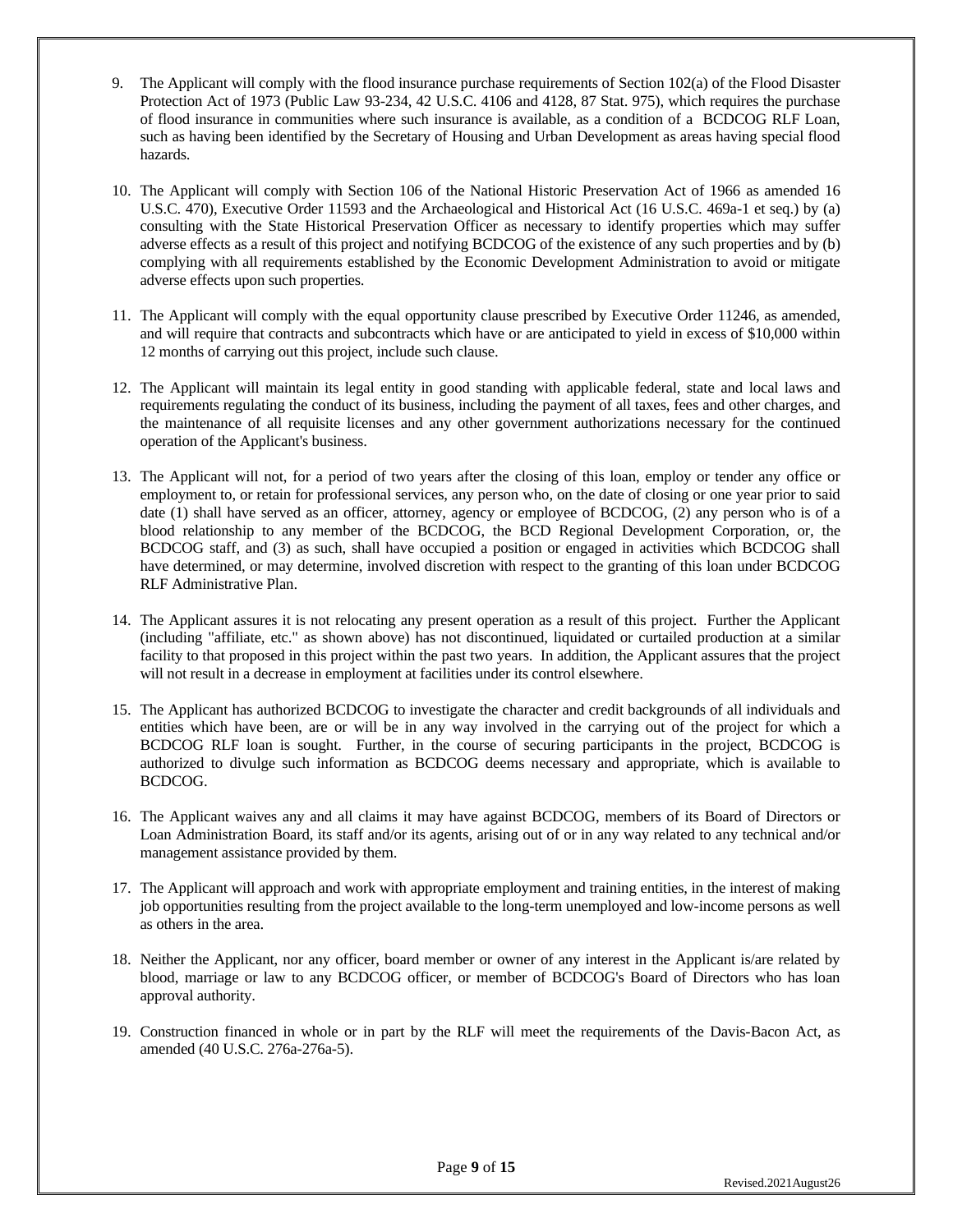9. The Applicant will comply with the flood insurance purchase requirements of Section 102(a) of the Flood Disaster Protection Act of 1973 (Public Law 93-234, 42 U.S.C. 4106 and 4128, 87 Stat. 975), which requires the purchase of flood insurance in communities where such insurance is available, as a condition of a BCDCOG RLF Loan, such as having been identified by the Secretary of Housing and Urban Development as areas having special flood hazards.

10. The Applicant will comply with Section 106 of the National Historic Preservation Act of 1966 as amended 16 U.S.C. 470), Executive Order 11593 and the Archaeological and Historical Act (16 U.S.C. 469a-1 et seq.) by (a) consulting with the State Historical Preservation Officer as necessary to identify properties which may suffer adverse effects as a result of this project and notifying BCDCOG of the existence of any such properties and by (b) complying with all requirements established by the Economic Development Administration to avoid or mitigate adverse effects upon such properties.

11. The Applicant will comply with the equal opportunity clause prescribed by Executive Order 11246, as amended, and will require that contracts and subcontracts which have or are anticipated to yield in excess of $10,000 within 12 months of carrying out this project, include such clause.

12. The Applicant will maintain its legal entity in good standing with applicable federal, state and local laws and requirements regulating the conduct of its business, including the payment of all taxes, fees and other charges, and the maintenance of all requisite licenses and any other government authorizations necessary for the continued operation of the Applicant's business.

13. The Applicant will not, for a period of two years after the closing of this loan, employ or tender any office or employment to, or retain for professional services, any person who, on the date of closing or one year prior to said date (1) shall have served as an officer, attorney, agency or employee of BCDCOG, (2) any person who is of a blood relationship to any member of the BCDCOG, the BCD Regional Development Corporation, or, the BCDCOG staff, and (3) as such, shall have occupied a position or engaged in activities which BCDCOG shall have determined, or may determine, involved discretion with respect to the granting of this loan under BCDCOG RLF Administrative Plan.

14. The Applicant assures it is not relocating any present operation as a result of this project. Further the Applicant (including "affiliate, etc." as shown above) has not discontinued, liquidated or curtailed production at a similar facility to that proposed in this project within the past two years. In addition, the Applicant assures that the project will not result in a decrease in employment at facilities under its control elsewhere.

15. The Applicant has authorized BCDCOG to investigate the character and credit backgrounds of all individuals and entities which have been, are or will be in any way involved in the carrying out of the project for which a BCDCOG RLF loan is sought. Further, in the course of securing participants in the project, BCDCOG is authorized to divulge such information as BCDCOG deems necessary and appropriate, which is available to BCDCOG.

16. The Applicant waives any and all claims it may have against BCDCOG, members of its Board of Directors or Loan Administration Board, its staff and/or its agents, arising out of or in any way related to any technical and/or management assistance provided by them.

17. The Applicant will approach and work with appropriate employment and training entities, in the interest of making job opportunities resulting from the project available to the long-term unemployed and low-income persons as well as others in the area.

18. Neither the Applicant, nor any officer, board member or owner of any interest in the Applicant is/are related by blood, marriage or law to any BCDCOG officer, or member of BCDCOG's Board of Directors who has loan approval authority.

19. Construction financed in whole or in part by the RLF will meet the requirements of the Davis-Bacon Act, as amended (40 U.S.C. 276a-276a-5).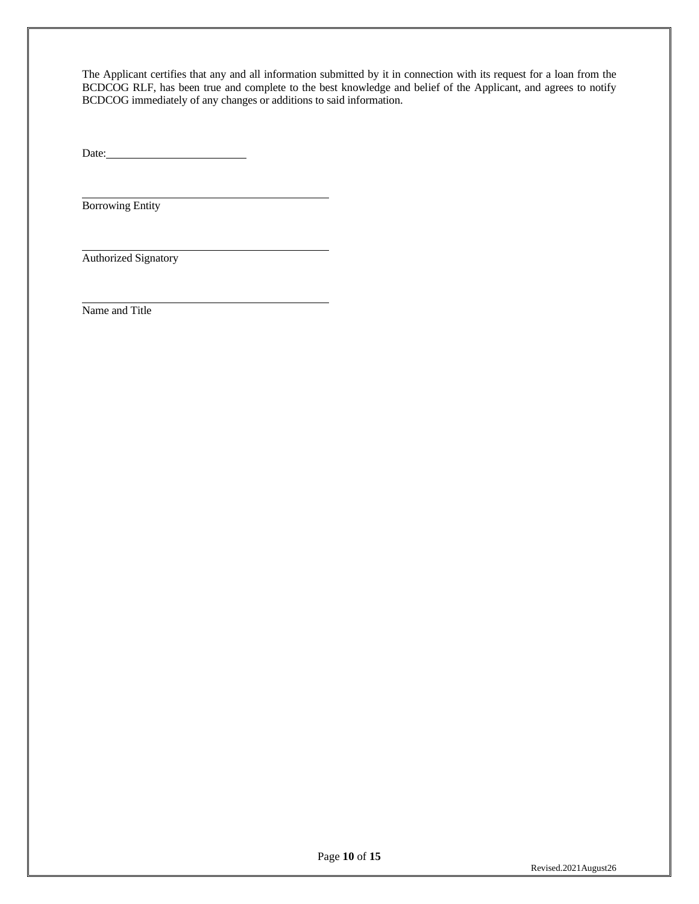The Applicant certifies that any and all information submitted by it in connection with its request for a loan from the BCDCOG RLF, has been true and complete to the best knowledge and belief of the Applicant, and agrees to notify BCDCOG immediately of any changes or additions to said information.

Date: ________________________

____________________________________________
Borrowing Entity

____________________________________________
Authorized Signatory

____________________________________________
Name and Title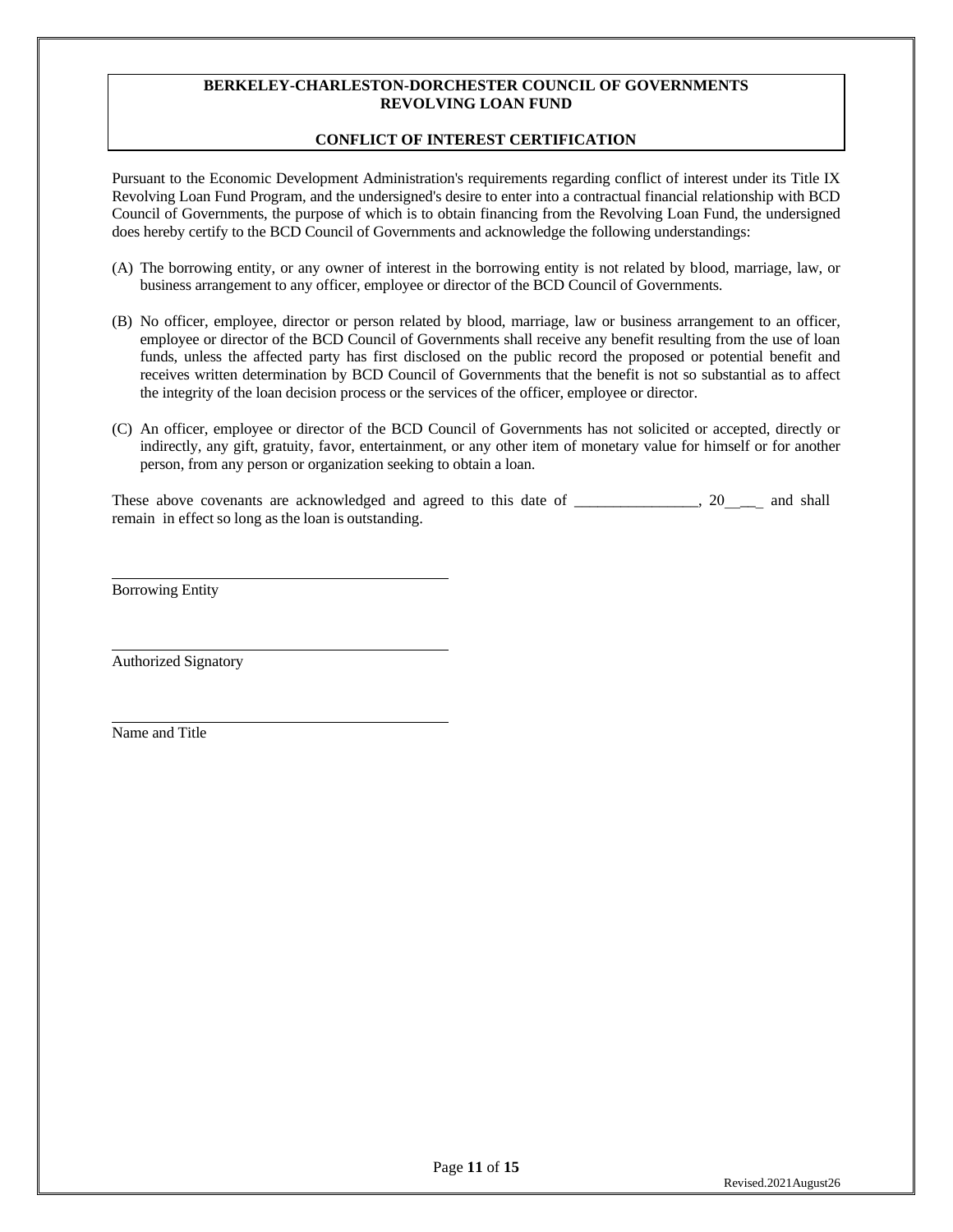**BERKELEY-CHARLESTON-DORCHESTER COUNCIL OF GOVERNMENTS**
**REVOLVING LOAN FUND**

**CONFLICT OF INTEREST CERTIFICATION**

Pursuant to the Economic Development Administration's requirements regarding conflict of interest under its Title IX Revolving Loan Fund Program, and the undersigned's desire to enter into a contractual financial relationship with BCD Council of Governments, the purpose of which is to obtain financing from the Revolving Loan Fund, the undersigned does hereby certify to the BCD Council of Governments and acknowledge the following understandings:

(A) The borrowing entity, or any owner of interest in the borrowing entity is not related by blood, marriage, law, or business arrangement to any officer, employee or director of the BCD Council of Governments.

(B) No officer, employee, director or person related by blood, marriage, law or business arrangement to an officer, employee or director of the BCD Council of Governments shall receive any benefit resulting from the use of loan funds, unless the affected party has first disclosed on the public record the proposed or potential benefit and receives written determination by BCD Council of Governments that the benefit is not so substantial as to affect the integrity of the loan decision process or the services of the officer, employee or director.

(C) An officer, employee or director of the BCD Council of Governments has not solicited or accepted, directly or indirectly, any gift, gratuity, favor, entertainment, or any other item of monetary value for himself or for another person, from any person or organization seeking to obtain a loan.

These above covenants are acknowledged and agreed to this date of ________________, 20_____ and shall remain in effect so long as the loan is outstanding.

______________________________________
Borrowing Entity

______________________________________
Authorized Signatory

______________________________________
Name and Title

Revised.2021August26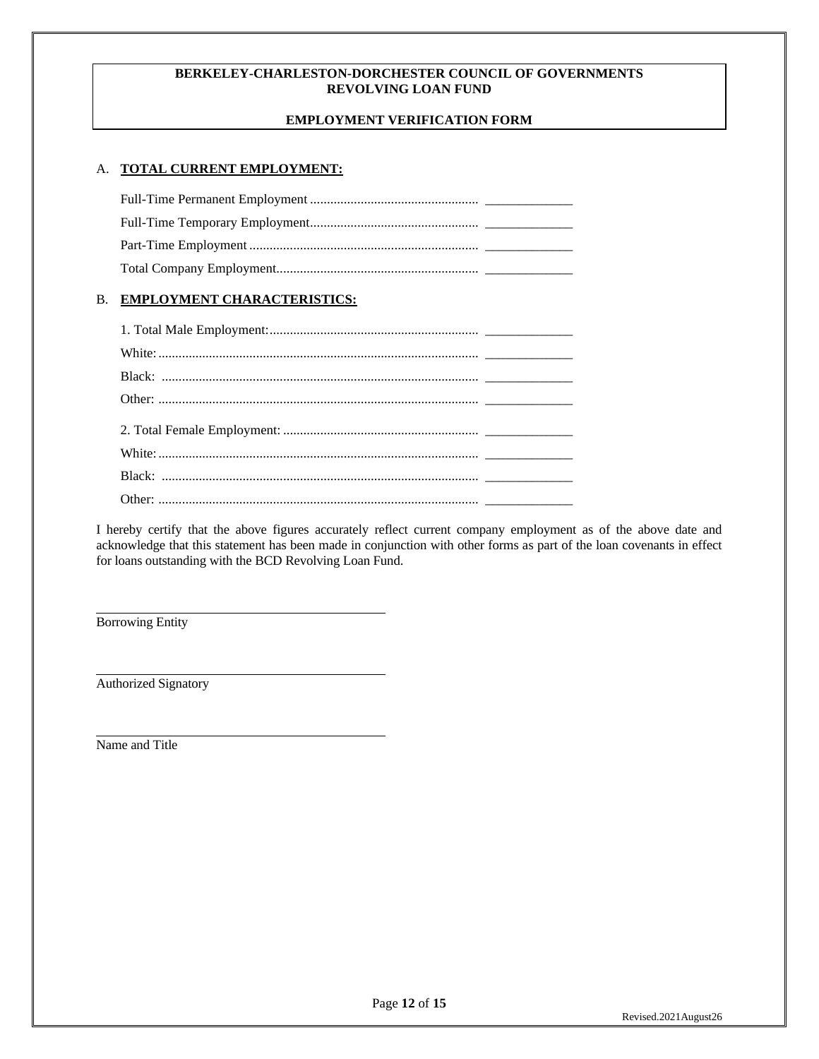**BERKELEY-CHARLESTON-DORCHESTER COUNCIL OF GOVERNMENTS**
**REVOLVING LOAN FUND**

**EMPLOYMENT VERIFICATION FORM**

A. **TOTAL CURRENT EMPLOYMENT:**

Full-Time Permanent Employment .................................................. _____________

Full-Time Temporary Employment.................................................. _____________

Part-Time Employment .................................................................... _____________

Total Company Employment............................................................ _____________

B. **EMPLOYMENT CHARACTERISTICS:**

1. Total Male Employment:.............................................................. _____________

White:............................................................................................... _____________

Black: ............................................................................................. _____________

Other: .............................................................................................. _____________

2. Total Female Employment: .......................................................... _____________

White:............................................................................................... _____________

Black: ............................................................................................. _____________

Other: .............................................................................................. _____________

I hereby certify that the above figures accurately reflect current company employment as of the above date and acknowledge that this statement has been made in conjunction with other forms as part of the loan covenants in effect for loans outstanding with the BCD Revolving Loan Fund.

______________________________________
Borrowing Entity

______________________________________
Authorized Signatory

______________________________________
Name and Title

Revised.2021August26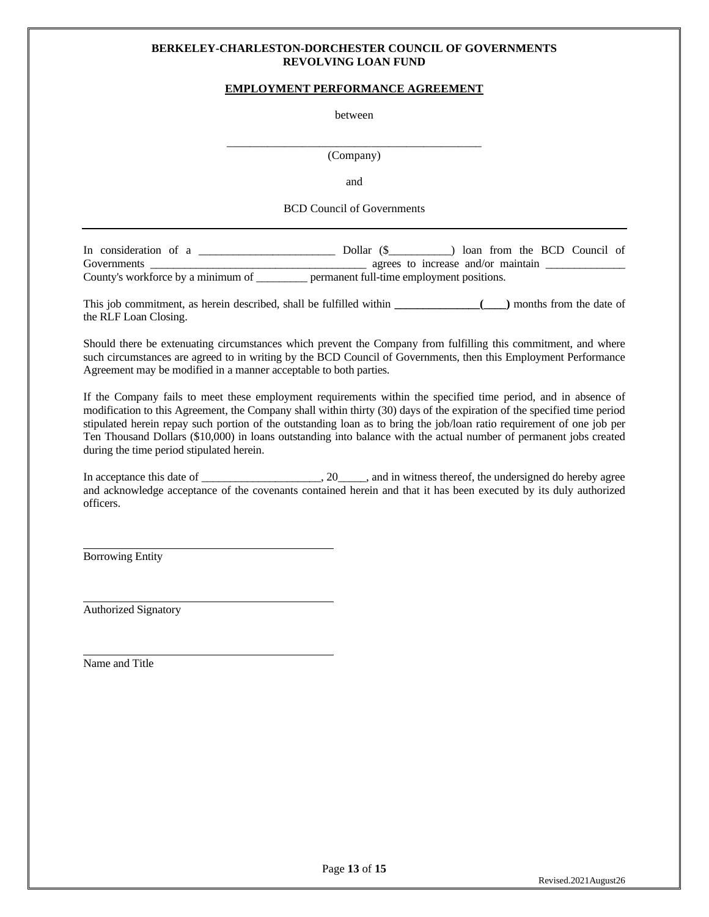**BERKELEY-CHARLESTON-DORCHESTER COUNCIL OF GOVERNMENTS**
**REVOLVING LOAN FUND**

**EMPLOYMENT PERFORMANCE AGREEMENT**

between

_______________________________________________
(Company)

and

BCD Council of Governments

---

In consideration of a ________________________ Dollar ($___________) loan from the BCD Council of Governments ________________________________________ agrees to increase and/or maintain ______________ County's workforce by a minimum of _________ permanent full-time employment positions.

This job commitment, as herein described, shall be fulfilled within **_______________(____)** months from the date of the RLF Loan Closing.

Should there be extenuating circumstances which prevent the Company from fulfilling this commitment, and where such circumstances are agreed to in writing by the BCD Council of Governments, then this Employment Performance Agreement may be modified in a manner acceptable to both parties.

If the Company fails to meet these employment requirements within the specified time period, and in absence of modification to this Agreement, the Company shall within thirty (30) days of the expiration of the specified time period stipulated herein repay such portion of the outstanding loan as to bring the job/loan ratio requirement of one job per Ten Thousand Dollars ($10,000) in loans outstanding into balance with the actual number of permanent jobs created during the time period stipulated herein.

In acceptance this date of _____________________, 20_____, and in witness thereof, the undersigned do hereby agree and acknowledge acceptance of the covenants contained herein and that it has been executed by its duly authorized officers.

______________________________________________
Borrowing Entity

______________________________________________
Authorized Signatory

______________________________________________
Name and Title

Revised.2021August26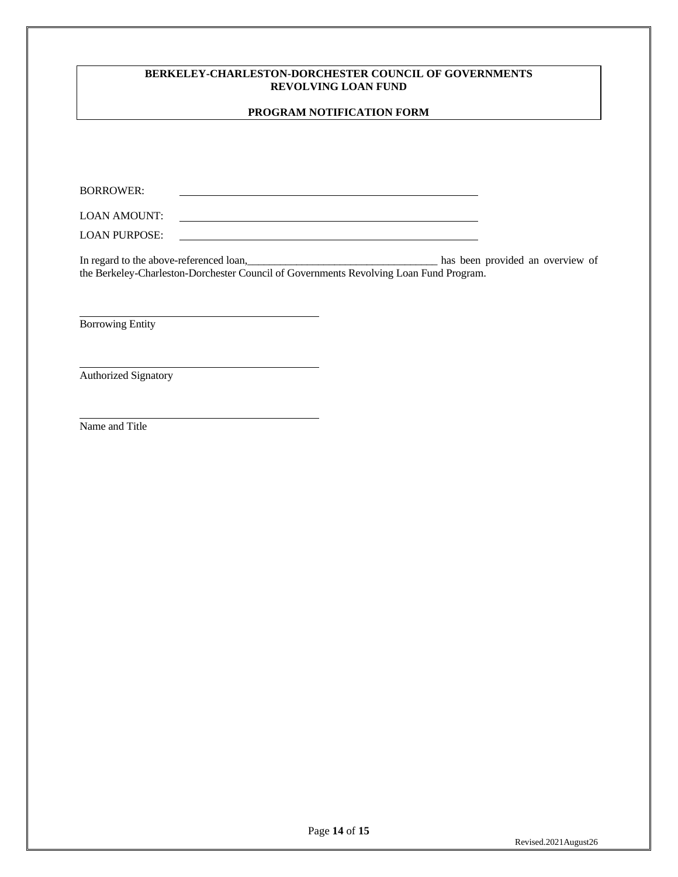**BERKELEY-CHARLESTON-DORCHESTER COUNCIL OF GOVERNMENTS**
**REVOLVING LOAN FUND**

**PROGRAM NOTIFICATION FORM**

BORROWER: ______________________________________________

LOAN AMOUNT: ______________________________________________

LOAN PURPOSE: ______________________________________________

In regard to the above-referenced loan,____________________________________ has been provided an overview of the Berkeley-Charleston-Dorchester Council of Governments Revolving Loan Fund Program.

______________________________________________
Borrowing Entity

______________________________________________
Authorized Signatory

______________________________________________
Name and Title

Revised.2021August26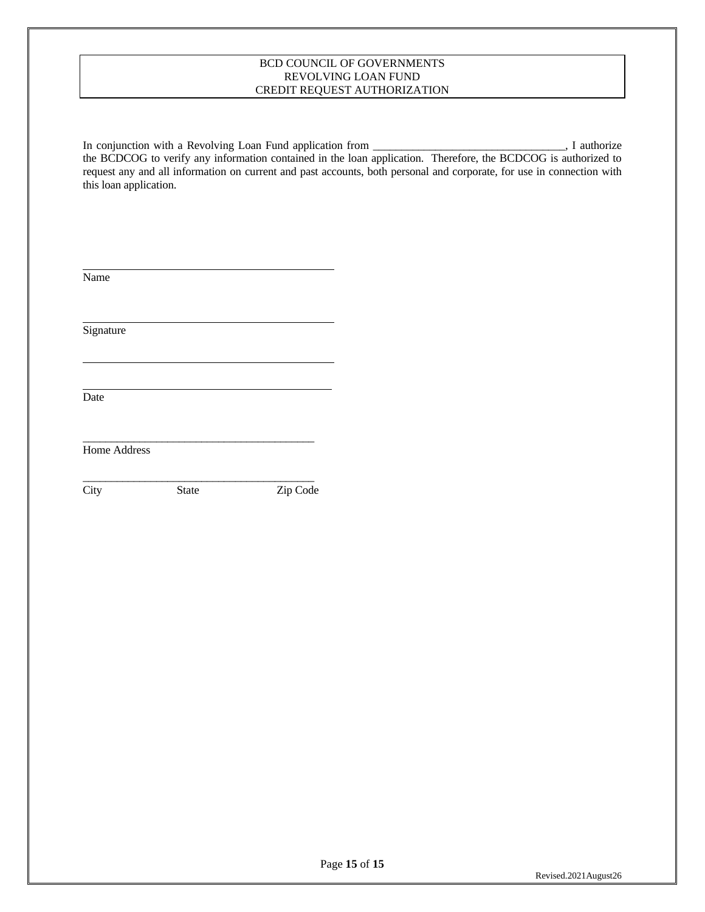# BCD COUNCIL OF GOVERNMENTS
# REVOLVING LOAN FUND
# CREDIT REQUEST AUTHORIZATION

In conjunction with a Revolving Loan Fund application from ___________________________________, I authorize the BCDCOG to verify any information contained in the loan application. Therefore, the BCDCOG is authorized to request any and all information on current and past accounts, both personal and corporate, for use in connection with this loan application.

_____________________________________________
Name

_____________________________________________
Signature

_____________________________________________

_____________________________________________
Date

_____________________________________________
Home Address

_____________________________________________
City State Zip Code

Revised.2021August26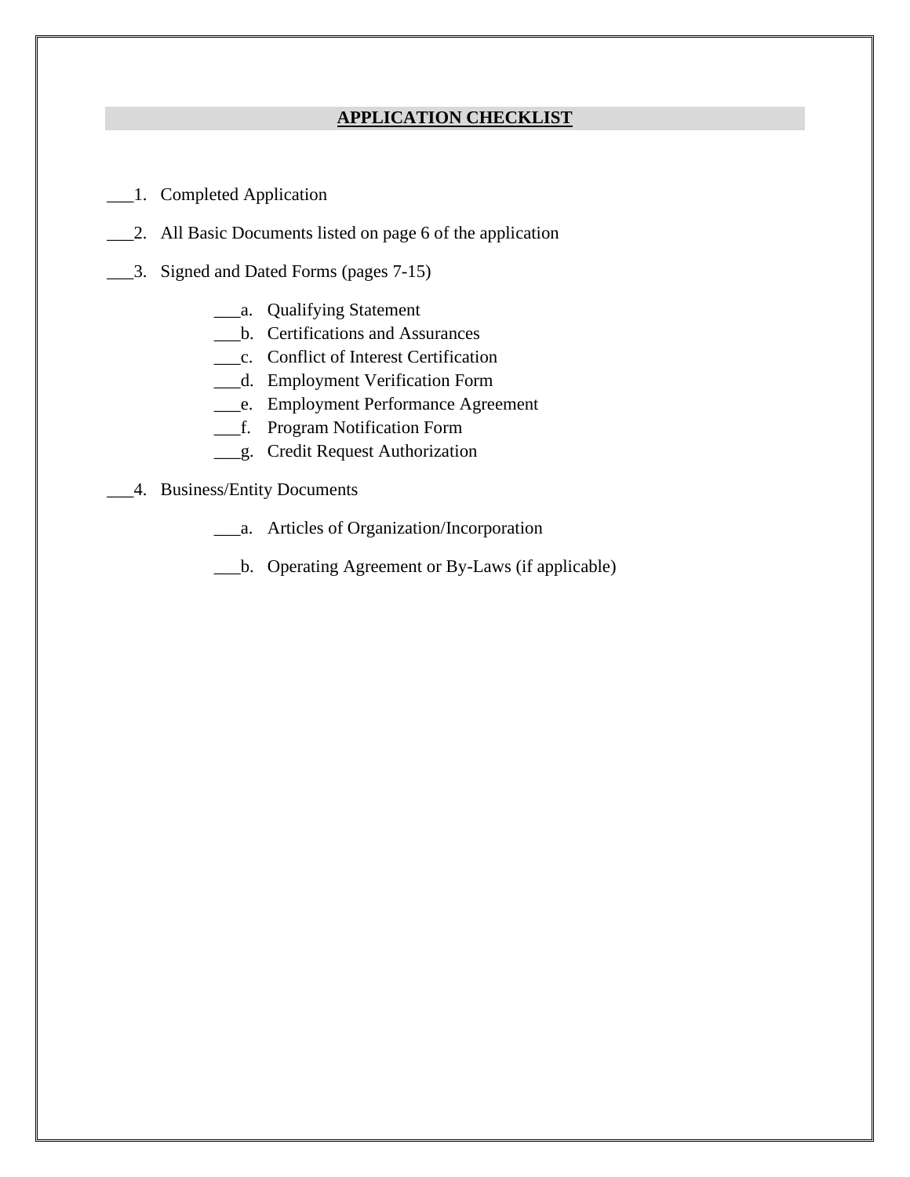## APPLICATION CHECKLIST

___1. Completed Application

___2. All Basic Documents listed on page 6 of the application

___3. Signed and Dated Forms (pages 7-15)

- ___a. Qualifying Statement
- ___b. Certifications and Assurances
- ___c. Conflict of Interest Certification
- ___d. Employment Verification Form
- ___e. Employment Performance Agreement
- ___f. Program Notification Form
- ___g. Credit Request Authorization

___4. Business/Entity Documents

- ___a. Articles of Organization/Incorporation
- ___b. Operating Agreement or By-Laws (if applicable)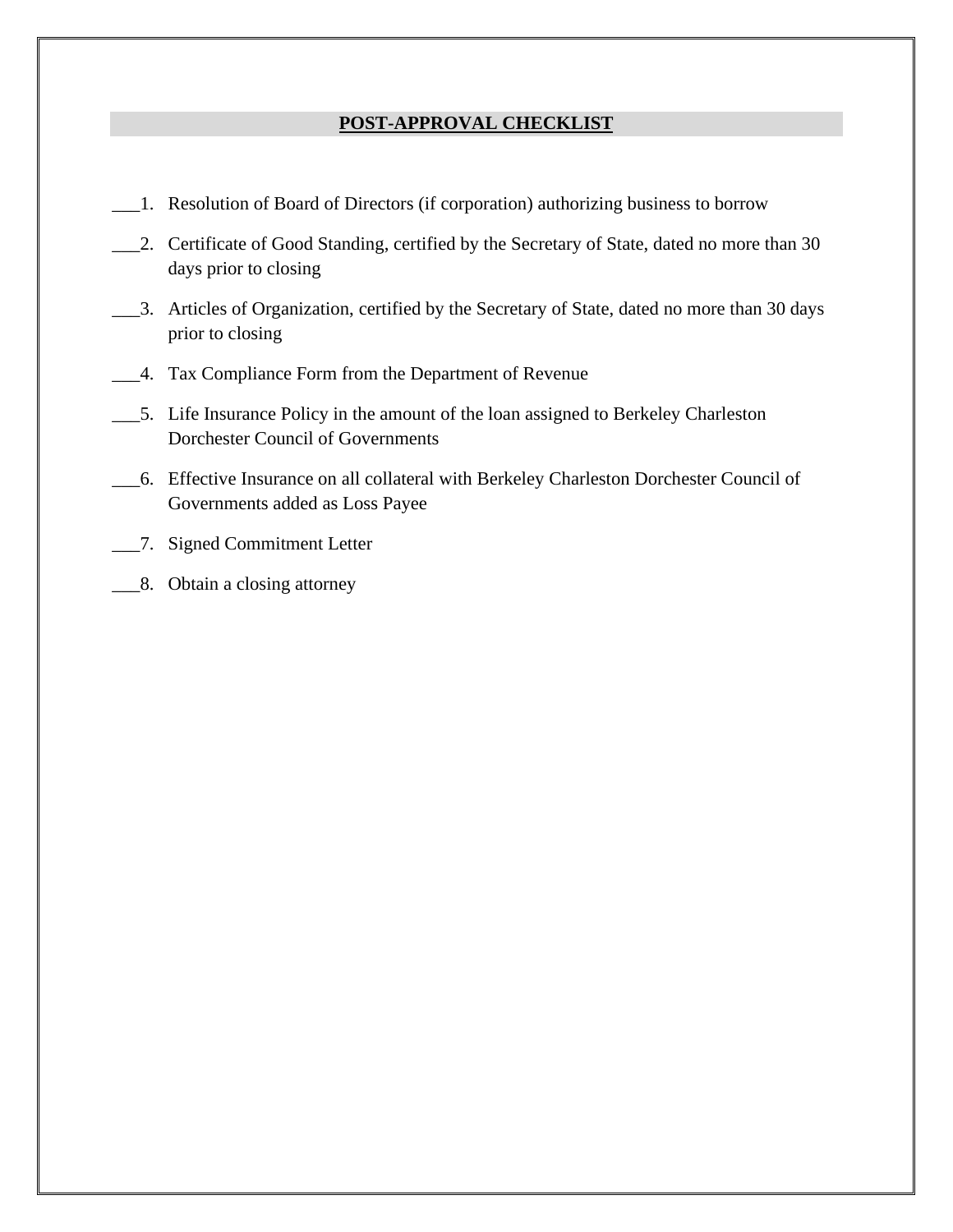## **POST-APPROVAL CHECKLIST**

___1. Resolution of Board of Directors (if corporation) authorizing business to borrow

___2. Certificate of Good Standing, certified by the Secretary of State, dated no more than 30 days prior to closing

___3. Articles of Organization, certified by the Secretary of State, dated no more than 30 days prior to closing

___4. Tax Compliance Form from the Department of Revenue

___5. Life Insurance Policy in the amount of the loan assigned to Berkeley Charleston Dorchester Council of Governments

___6. Effective Insurance on all collateral with Berkeley Charleston Dorchester Council of Governments added as Loss Payee

___7. Signed Commitment Letter

___8. Obtain a closing attorney